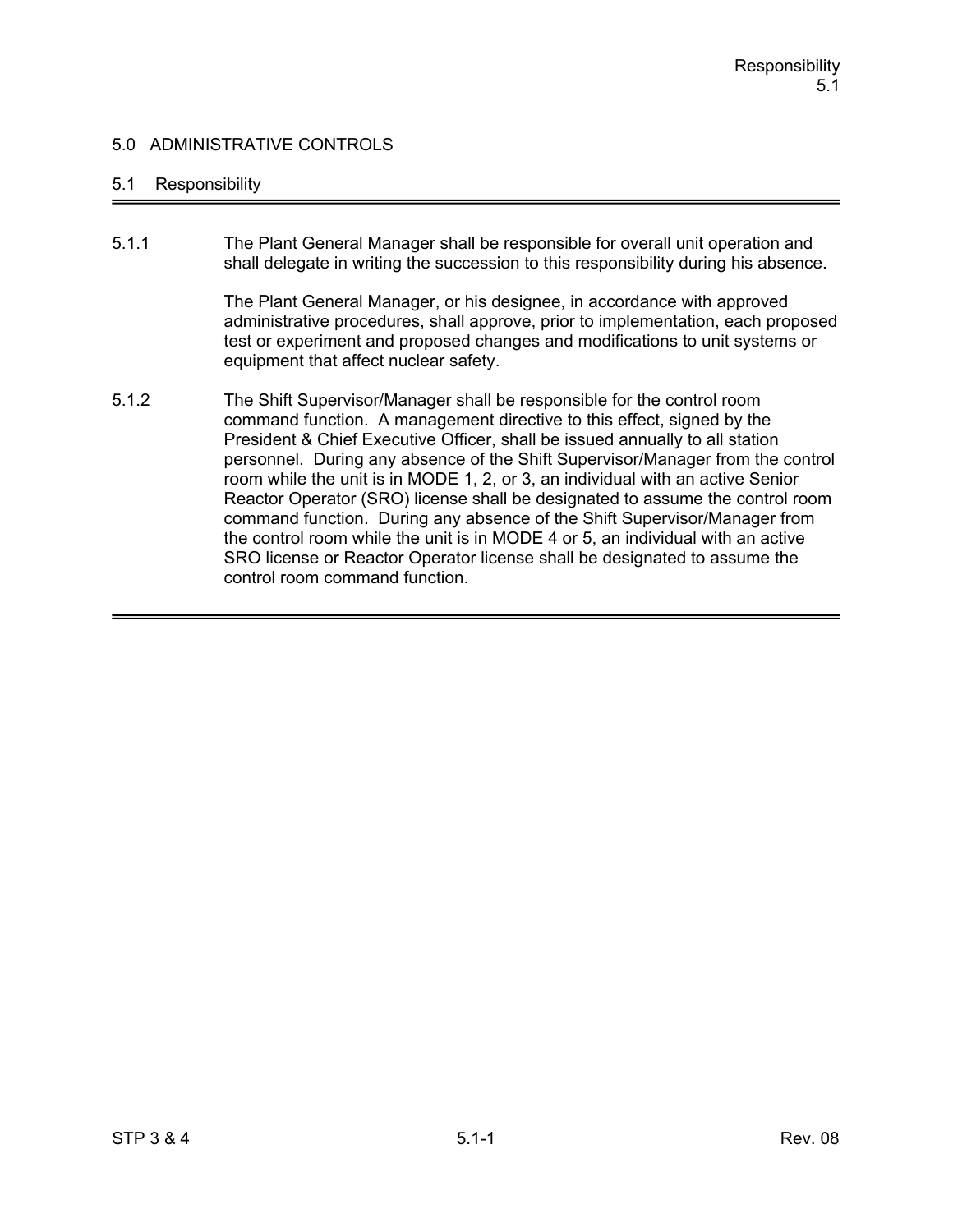# 5.0 ADMINISTRATIVE CONTROLS

## 5.1 Responsibility

5.1.1 The Plant General Manager shall be responsible for overall unit operation and shall delegate in writing the succession to this responsibility during his absence.

The Plant General Manager, or his designee, in accordance with approved administrative procedures, shall approve, prior to implementation, each proposed test or experiment and proposed changes and modifications to unit systems or equipment that affect nuclear safety.

5.1.2 The Shift Supervisor/Manager shall be responsible for the control room command function. A management directive to this effect, signed by the President & Chief Executive Officer, shall be issued annually to all station personnel. During any absence of the Shift Supervisor/Manager from the control room while the unit is in MODE 1, 2, or 3, an individual with an active Senior Reactor Operator (SRO) license shall be designated to assume the control room command function. During any absence of the Shift Supervisor/Manager from the control room while the unit is in MODE 4 or 5, an individual with an active SRO license or Reactor Operator license shall be designated to assume the control room command function.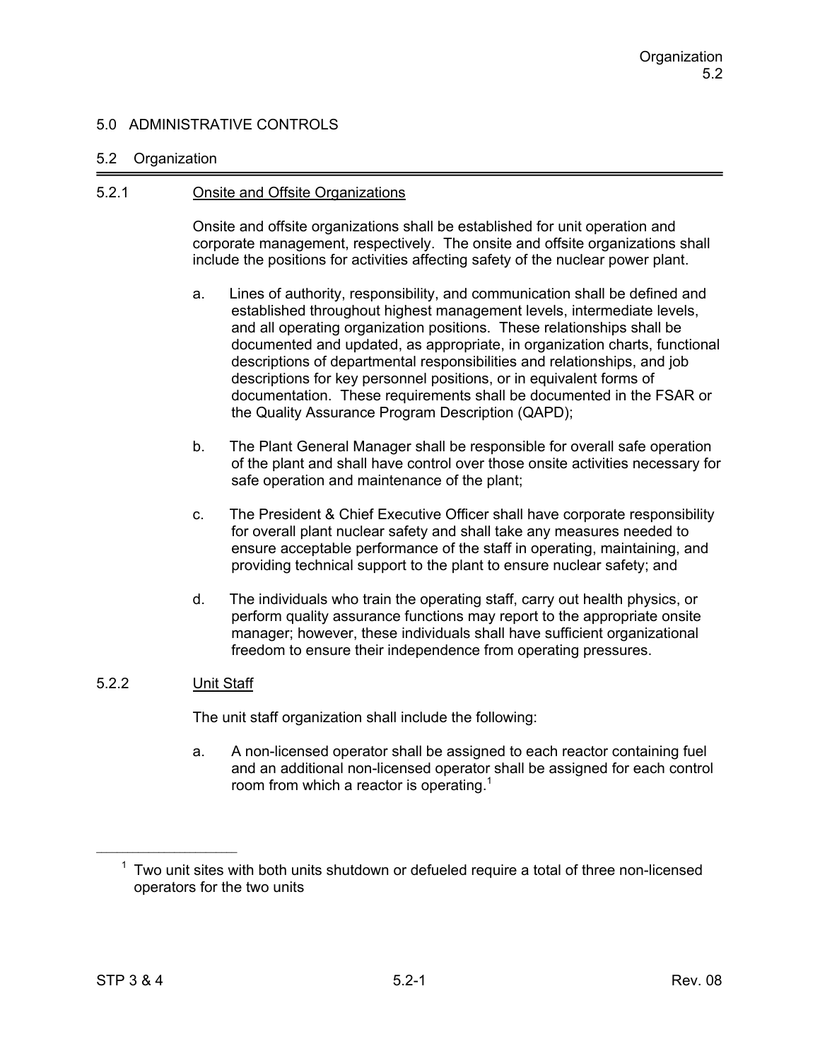# 5.0 ADMINISTRATIVE CONTROLS

## 5.2 Organization

### 5.2.1 Onsite and Offsite Organizations

Onsite and offsite organizations shall be established for unit operation and corporate management, respectively. The onsite and offsite organizations shall include the positions for activities affecting safety of the nuclear power plant.

a. Lines of authority, responsibility, and communication shall be defined and established throughout highest management levels, intermediate levels, and all operating organization positions. These relationships shall be documented and updated, as appropriate, in organization charts, functional descriptions of departmental responsibilities and relationships, and job descriptions for key personnel positions, or in equivalent forms of documentation. These requirements shall be documented in the FSAR or the Quality Assurance Program Description (QAPD);

b. The Plant General Manager shall be responsible for overall safe operation of the plant and shall have control over those onsite activities necessary for safe operation and maintenance of the plant;

c. The President & Chief Executive Officer shall have corporate responsibility for overall plant nuclear safety and shall take any measures needed to ensure acceptable performance of the staff in operating, maintaining, and providing technical support to the plant to ensure nuclear safety; and

d. The individuals who train the operating staff, carry out health physics, or perform quality assurance functions may report to the appropriate onsite manager; however, these individuals shall have sufficient organizational freedom to ensure their independence from operating pressures.

### 5.2.2 Unit Staff

The unit staff organization shall include the following:

a. A non-licensed operator shall be assigned to each reactor containing fuel and an additional non-licensed operator shall be assigned for each control room from which a reactor is operating.[1]

---

[1] Two unit sites with both units shutdown or defueled require a total of three non-licensed operators for the two units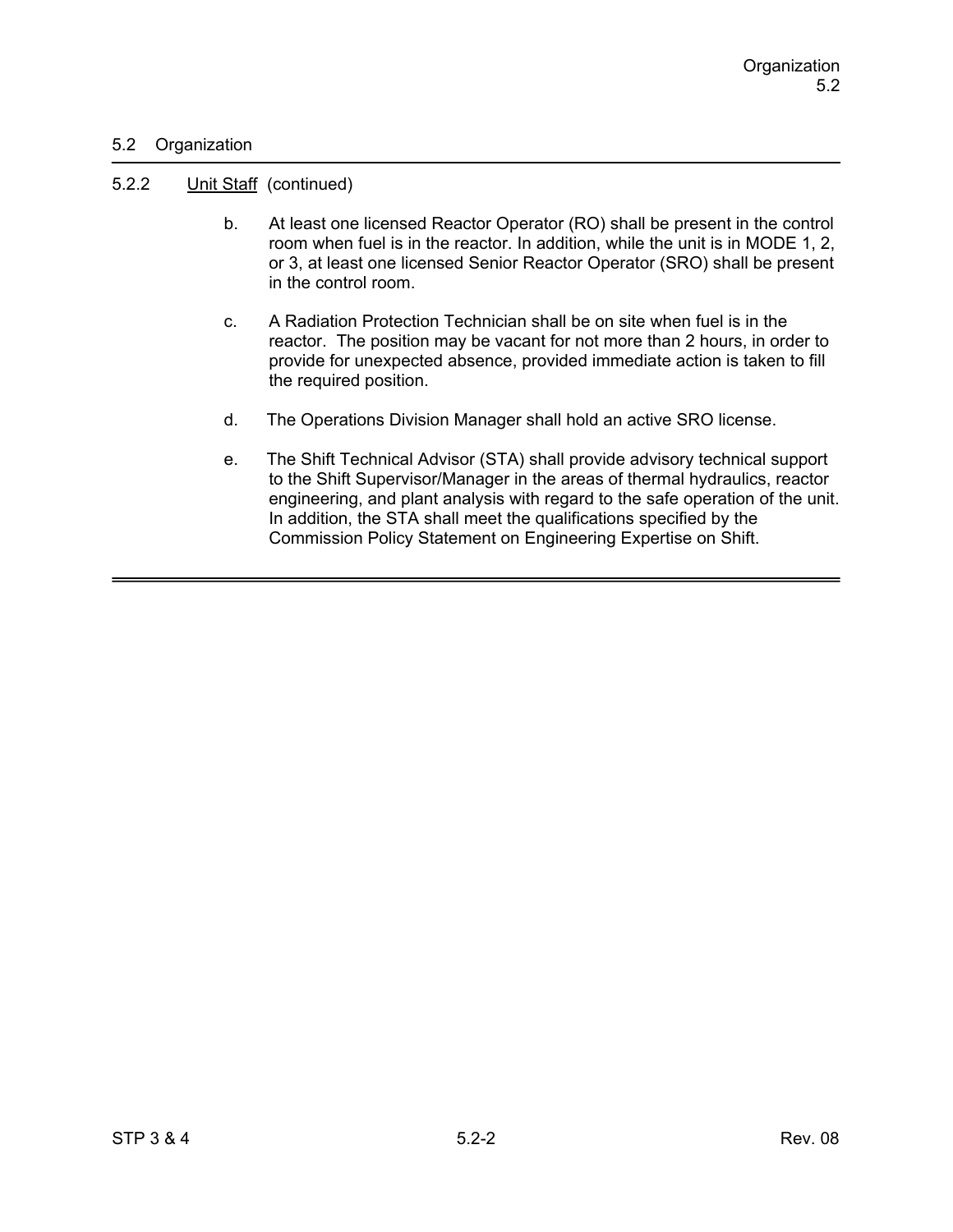## 5.2 Organization

### 5.2.2 Unit Staff (continued)

b. At least one licensed Reactor Operator (RO) shall be present in the control room when fuel is in the reactor. In addition, while the unit is in MODE 1, 2, or 3, at least one licensed Senior Reactor Operator (SRO) shall be present in the control room.

c. A Radiation Protection Technician shall be on site when fuel is in the reactor. The position may be vacant for not more than 2 hours, in order to provide for unexpected absence, provided immediate action is taken to fill the required position.

d. The Operations Division Manager shall hold an active SRO license.

e. The Shift Technical Advisor (STA) shall provide advisory technical support to the Shift Supervisor/Manager in the areas of thermal hydraulics, reactor engineering, and plant analysis with regard to the safe operation of the unit. In addition, the STA shall meet the qualifications specified by the Commission Policy Statement on Engineering Expertise on Shift.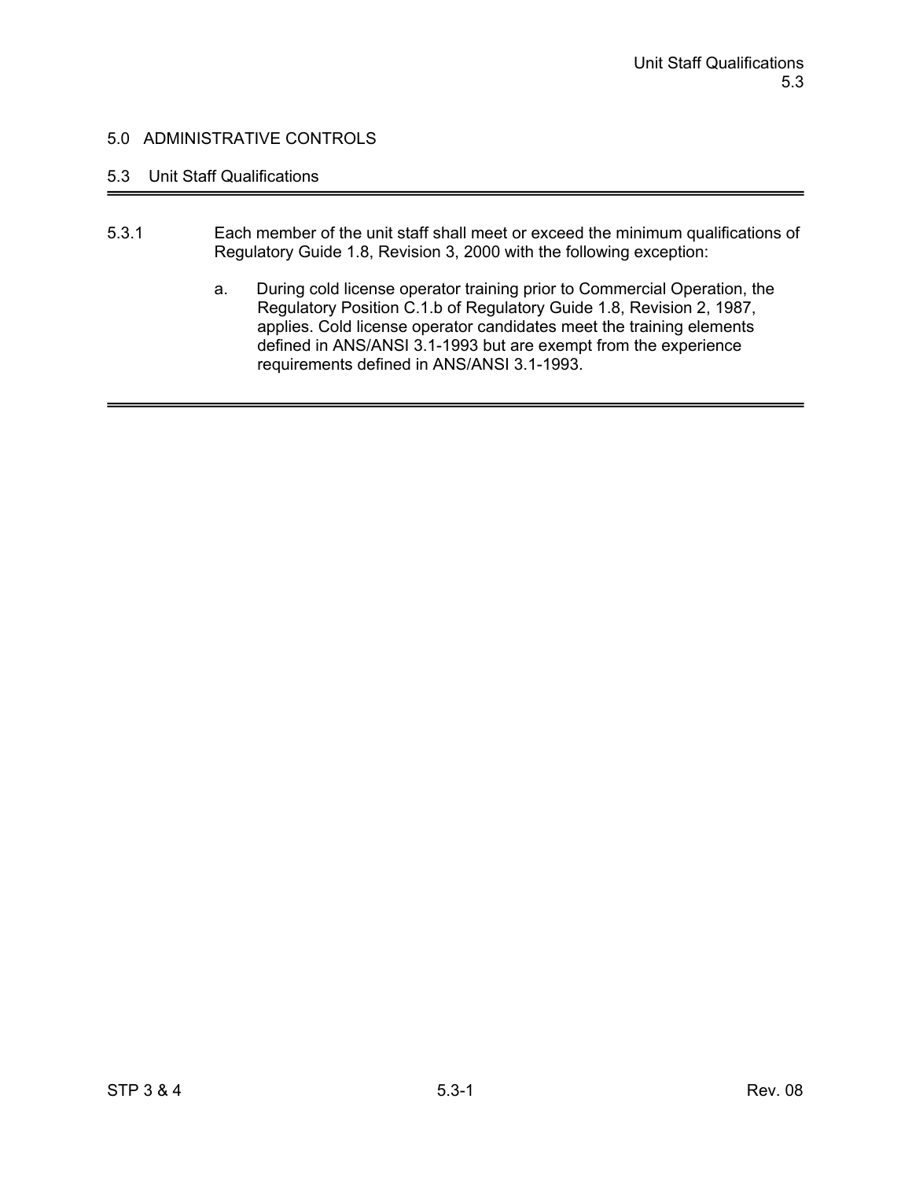# 5.0 ADMINISTRATIVE CONTROLS

## 5.3 Unit Staff Qualifications

5.3.1 Each member of the unit staff shall meet or exceed the minimum qualifications of Regulatory Guide 1.8, Revision 3, 2000 with the following exception:

a. During cold license operator training prior to Commercial Operation, the Regulatory Position C.1.b of Regulatory Guide 1.8, Revision 2, 1987, applies. Cold license operator candidates meet the training elements defined in ANS/ANSI 3.1-1993 but are exempt from the experience requirements defined in ANS/ANSI 3.1-1993.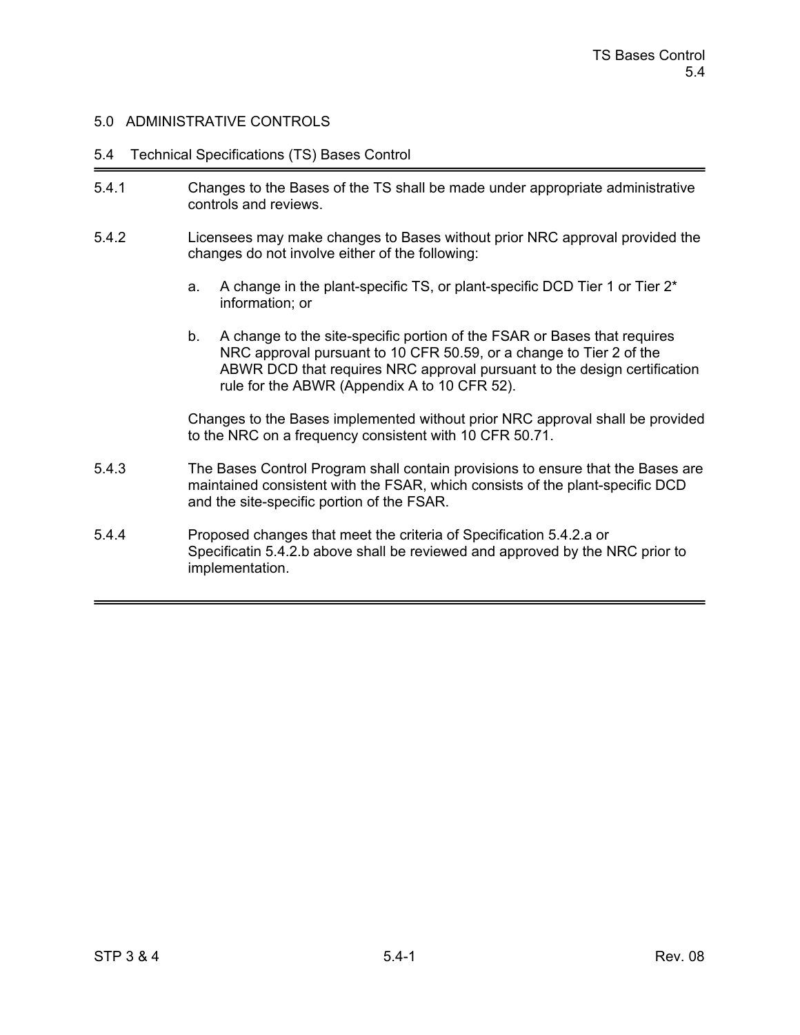## 5.0 ADMINISTRATIVE CONTROLS

### 5.4 Technical Specifications (TS) Bases Control

5.4.1 Changes to the Bases of the TS shall be made under appropriate administrative controls and reviews.

5.4.2 Licensees may make changes to Bases without prior NRC approval provided the changes do not involve either of the following:

a. A change in the plant-specific TS, or plant-specific DCD Tier 1 or Tier 2* information; or

b. A change to the site-specific portion of the FSAR or Bases that requires NRC approval pursuant to 10 CFR 50.59, or a change to Tier 2 of the ABWR DCD that requires NRC approval pursuant to the design certification rule for the ABWR (Appendix A to 10 CFR 52).

Changes to the Bases implemented without prior NRC approval shall be provided to the NRC on a frequency consistent with 10 CFR 50.71.

5.4.3 The Bases Control Program shall contain provisions to ensure that the Bases are maintained consistent with the FSAR, which consists of the plant-specific DCD and the site-specific portion of the FSAR.

5.4.4 Proposed changes that meet the criteria of Specification 5.4.2.a or Specificatin 5.4.2.b above shall be reviewed and approved by the NRC prior to implementation.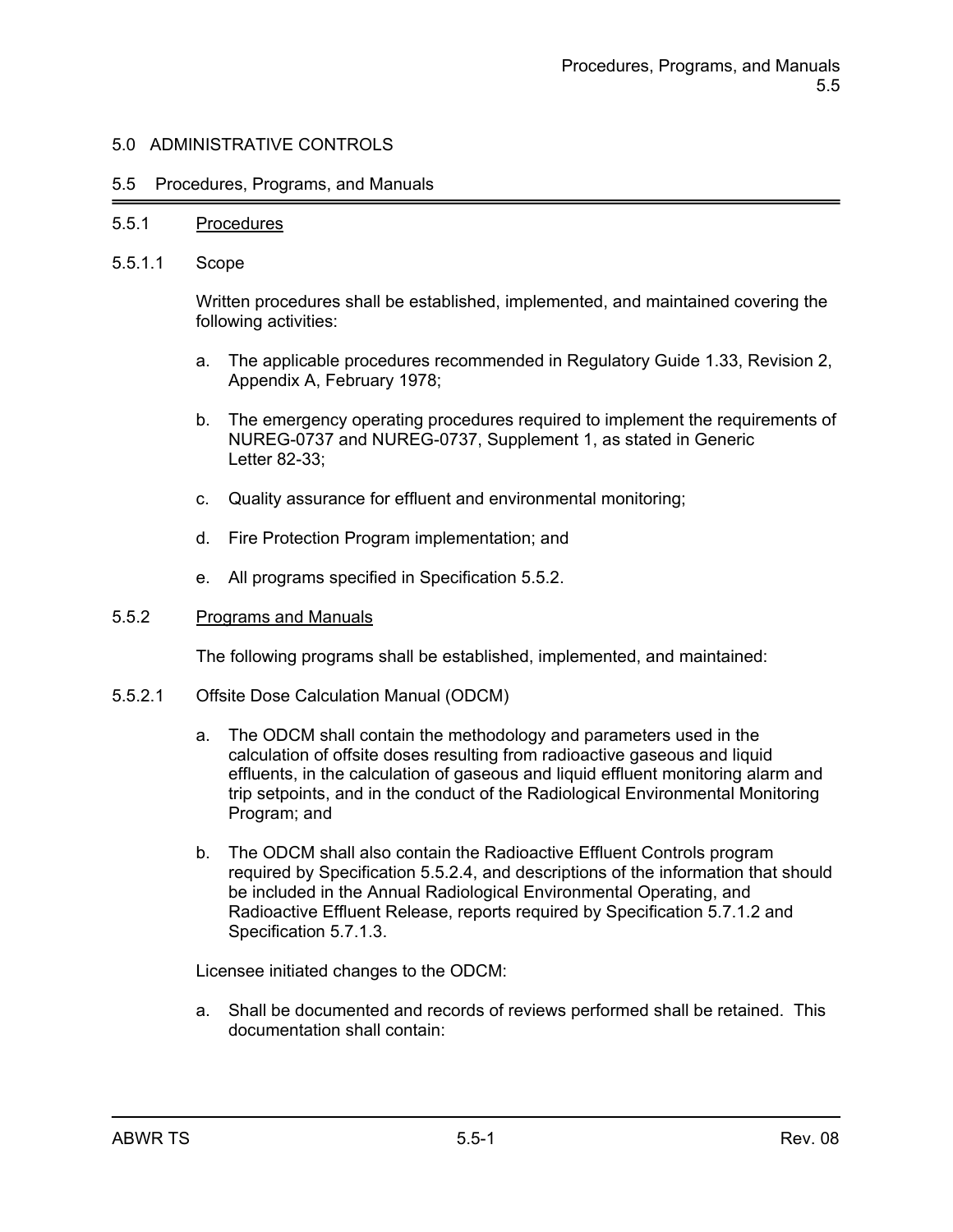## 5.0 ADMINISTRATIVE CONTROLS

### 5.5 Procedures, Programs, and Manuals

#### 5.5.1 Procedures

5.5.1.1 Scope

Written procedures shall be established, implemented, and maintained covering the following activities:

a. The applicable procedures recommended in Regulatory Guide 1.33, Revision 2, Appendix A, February 1978;

b. The emergency operating procedures required to implement the requirements of NUREG-0737 and NUREG-0737, Supplement 1, as stated in Generic Letter 82-33;

c. Quality assurance for effluent and environmental monitoring;

d. Fire Protection Program implementation; and

e. All programs specified in Specification 5.5.2.

#### 5.5.2 Programs and Manuals

The following programs shall be established, implemented, and maintained:

5.5.2.1 Offsite Dose Calculation Manual (ODCM)

a. The ODCM shall contain the methodology and parameters used in the calculation of offsite doses resulting from radioactive gaseous and liquid effluents, in the calculation of gaseous and liquid effluent monitoring alarm and trip setpoints, and in the conduct of the Radiological Environmental Monitoring Program; and

b. The ODCM shall also contain the Radioactive Effluent Controls program required by Specification 5.5.2.4, and descriptions of the information that should be included in the Annual Radiological Environmental Operating, and Radioactive Effluent Release, reports required by Specification 5.7.1.2 and Specification 5.7.1.3.

Licensee initiated changes to the ODCM:

a. Shall be documented and records of reviews performed shall be retained. This documentation shall contain: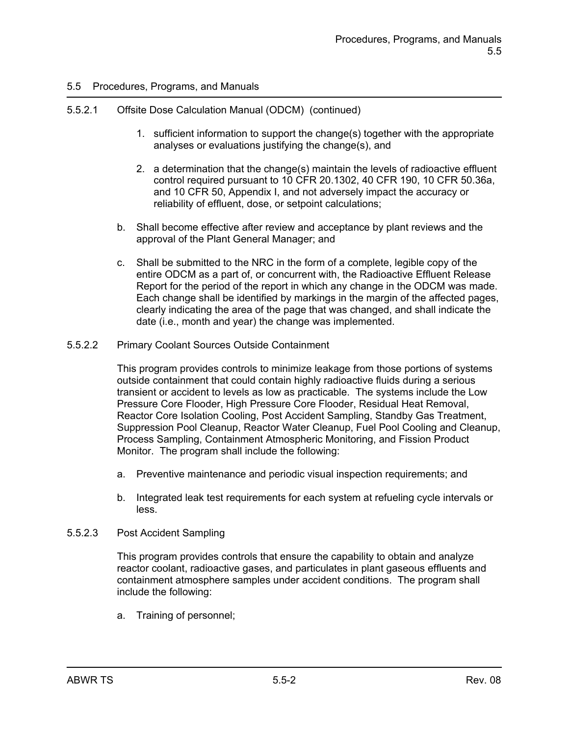## 5.5 Procedures, Programs, and Manuals

5.5.2.1 Offsite Dose Calculation Manual (ODCM) (continued)

1. sufficient information to support the change(s) together with the appropriate analyses or evaluations justifying the change(s), and

2. a determination that the change(s) maintain the levels of radioactive effluent control required pursuant to 10 CFR 20.1302, 40 CFR 190, 10 CFR 50.36a, and 10 CFR 50, Appendix I, and not adversely impact the accuracy or reliability of effluent, dose, or setpoint calculations;

b. Shall become effective after review and acceptance by plant reviews and the approval of the Plant General Manager; and

c. Shall be submitted to the NRC in the form of a complete, legible copy of the entire ODCM as a part of, or concurrent with, the Radioactive Effluent Release Report for the period of the report in which any change in the ODCM was made. Each change shall be identified by markings in the margin of the affected pages, clearly indicating the area of the page that was changed, and shall indicate the date (i.e., month and year) the change was implemented.

5.5.2.2 Primary Coolant Sources Outside Containment

This program provides controls to minimize leakage from those portions of systems outside containment that could contain highly radioactive fluids during a serious transient or accident to levels as low as practicable. The systems include the Low Pressure Core Flooder, High Pressure Core Flooder, Residual Heat Removal, Reactor Core Isolation Cooling, Post Accident Sampling, Standby Gas Treatment, Suppression Pool Cleanup, Reactor Water Cleanup, Fuel Pool Cooling and Cleanup, Process Sampling, Containment Atmospheric Monitoring, and Fission Product Monitor. The program shall include the following:

a. Preventive maintenance and periodic visual inspection requirements; and

b. Integrated leak test requirements for each system at refueling cycle intervals or less.

5.5.2.3 Post Accident Sampling

This program provides controls that ensure the capability to obtain and analyze reactor coolant, radioactive gases, and particulates in plant gaseous effluents and containment atmosphere samples under accident conditions. The program shall include the following:

a. Training of personnel;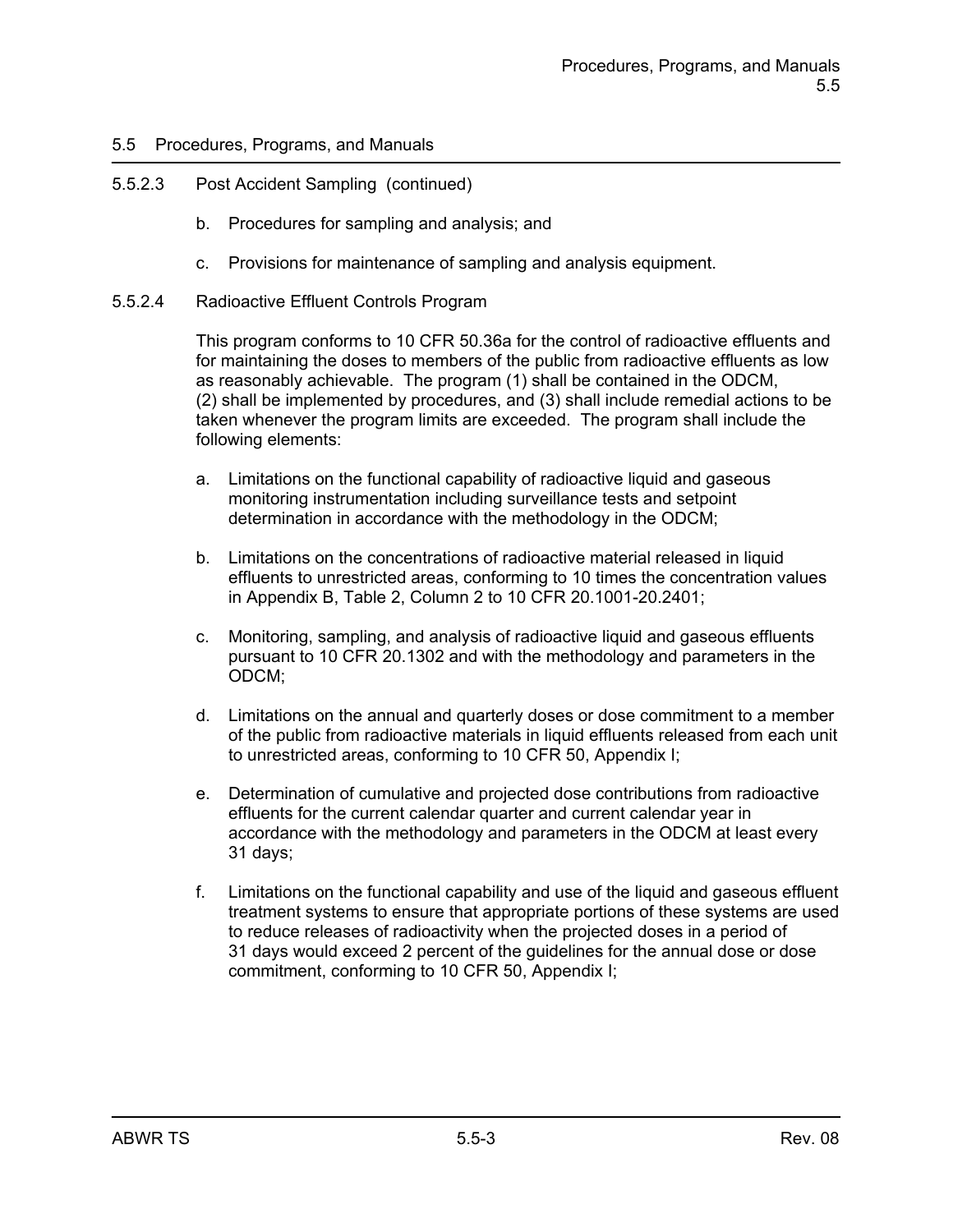## 5.5 Procedures, Programs, and Manuals

5.5.2.3 Post Accident Sampling (continued)

b. Procedures for sampling and analysis; and

c. Provisions for maintenance of sampling and analysis equipment.

5.5.2.4 Radioactive Effluent Controls Program

This program conforms to 10 CFR 50.36a for the control of radioactive effluents and for maintaining the doses to members of the public from radioactive effluents as low as reasonably achievable. The program (1) shall be contained in the ODCM, (2) shall be implemented by procedures, and (3) shall include remedial actions to be taken whenever the program limits are exceeded. The program shall include the following elements:

a. Limitations on the functional capability of radioactive liquid and gaseous monitoring instrumentation including surveillance tests and setpoint determination in accordance with the methodology in the ODCM;

b. Limitations on the concentrations of radioactive material released in liquid effluents to unrestricted areas, conforming to 10 times the concentration values in Appendix B, Table 2, Column 2 to 10 CFR 20.1001-20.2401;

c. Monitoring, sampling, and analysis of radioactive liquid and gaseous effluents pursuant to 10 CFR 20.1302 and with the methodology and parameters in the ODCM;

d. Limitations on the annual and quarterly doses or dose commitment to a member of the public from radioactive materials in liquid effluents released from each unit to unrestricted areas, conforming to 10 CFR 50, Appendix I;

e. Determination of cumulative and projected dose contributions from radioactive effluents for the current calendar quarter and current calendar year in accordance with the methodology and parameters in the ODCM at least every 31 days;

f. Limitations on the functional capability and use of the liquid and gaseous effluent treatment systems to ensure that appropriate portions of these systems are used to reduce releases of radioactivity when the projected doses in a period of 31 days would exceed 2 percent of the guidelines for the annual dose or dose commitment, conforming to 10 CFR 50, Appendix I;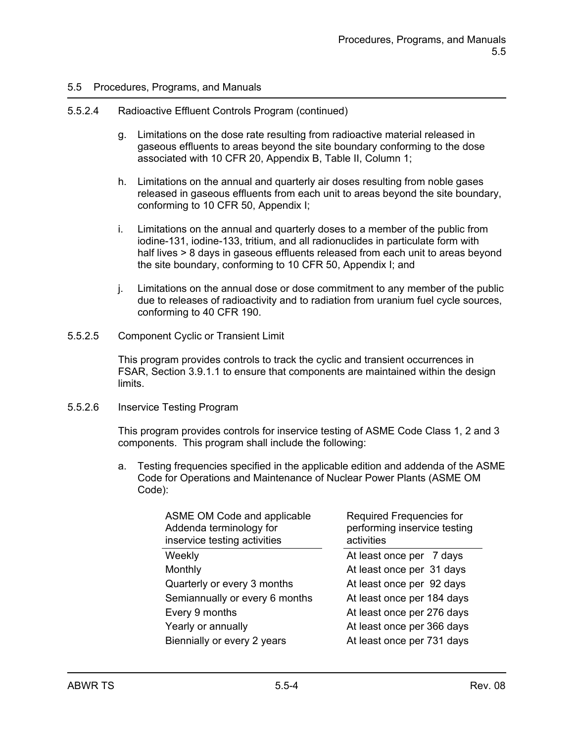## 5.5 Procedures, Programs, and Manuals

### 5.5.2.4 Radioactive Effluent Controls Program (continued)

g. Limitations on the dose rate resulting from radioactive material released in gaseous effluents to areas beyond the site boundary conforming to the dose associated with 10 CFR 20, Appendix B, Table II, Column 1;

h. Limitations on the annual and quarterly air doses resulting from noble gases released in gaseous effluents from each unit to areas beyond the site boundary, conforming to 10 CFR 50, Appendix I;

i. Limitations on the annual and quarterly doses to a member of the public from iodine-131, iodine-133, tritium, and all radionuclides in particulate form with half lives > 8 days in gaseous effluents released from each unit to areas beyond the site boundary, conforming to 10 CFR 50, Appendix I; and

j. Limitations on the annual dose or dose commitment to any member of the public due to releases of radioactivity and to radiation from uranium fuel cycle sources, conforming to 40 CFR 190.

### 5.5.2.5 Component Cyclic or Transient Limit

This program provides controls to track the cyclic and transient occurrences in FSAR, Section 3.9.1.1 to ensure that components are maintained within the design limits.

### 5.5.2.6 Inservice Testing Program

This program provides controls for inservice testing of ASME Code Class 1, 2 and 3 components. This program shall include the following:

a. Testing frequencies specified in the applicable edition and addenda of the ASME Code for Operations and Maintenance of Nuclear Power Plants (ASME OM Code):

| ASME OM Code and applicable Addenda terminology for inservice testing activities | Required Frequencies for performing inservice testing activities |
|---|---|
| Weekly | At least once per 7 days |
| Monthly | At least once per 31 days |
| Quarterly or every 3 months | At least once per 92 days |
| Semiannually or every 6 months | At least once per 184 days |
| Every 9 months | At least once per 276 days |
| Yearly or annually | At least once per 366 days |
| Biennially or every 2 years | At least once per 731 days |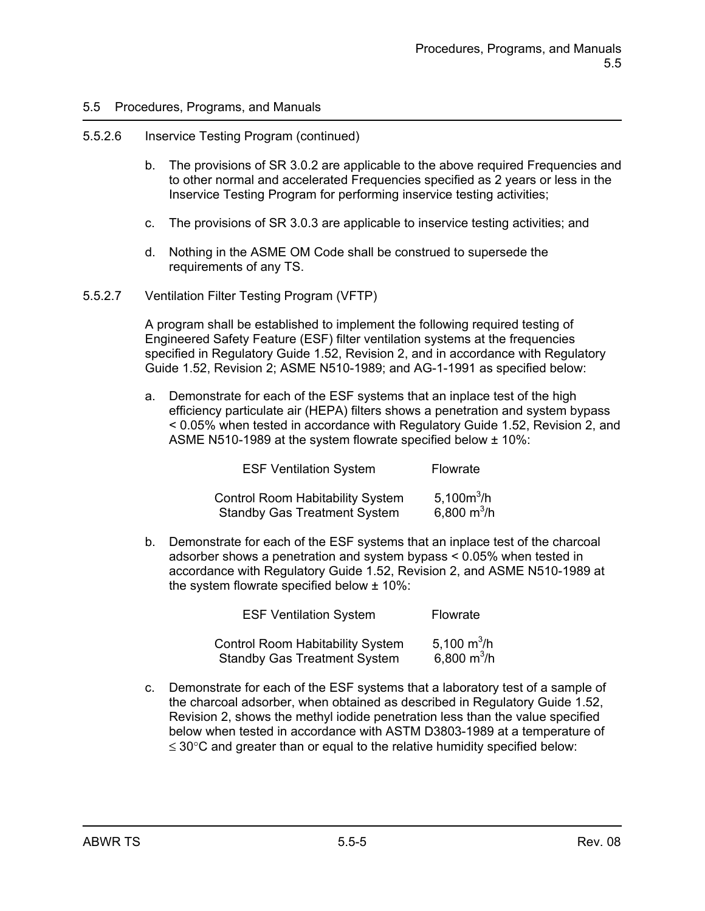## 5.5 Procedures, Programs, and Manuals

5.5.2.6 Inservice Testing Program (continued)

b. The provisions of SR 3.0.2 are applicable to the above required Frequencies and to other normal and accelerated Frequencies specified as 2 years or less in the Inservice Testing Program for performing inservice testing activities;

c. The provisions of SR 3.0.3 are applicable to inservice testing activities; and

d. Nothing in the ASME OM Code shall be construed to supersede the requirements of any TS.

5.5.2.7 Ventilation Filter Testing Program (VFTP)

A program shall be established to implement the following required testing of Engineered Safety Feature (ESF) filter ventilation systems at the frequencies specified in Regulatory Guide 1.52, Revision 2, and in accordance with Regulatory Guide 1.52, Revision 2; ASME N510-1989; and AG-1-1991 as specified below:

a. Demonstrate for each of the ESF systems that an inplace test of the high efficiency particulate air (HEPA) filters shows a penetration and system bypass < 0.05% when tested in accordance with Regulatory Guide 1.52, Revision 2, and ASME N510-1989 at the system flowrate specified below ± 10%:

| ESF Ventilation System | Flowrate |
|---|---|
| Control Room Habitability System | 5,100 $m^3/h$ |
| Standby Gas Treatment System | 6,800 $m^3/h$ |

b. Demonstrate for each of the ESF systems that an inplace test of the charcoal adsorber shows a penetration and system bypass < 0.05% when tested in accordance with Regulatory Guide 1.52, Revision 2, and ASME N510-1989 at the system flowrate specified below ± 10%:

| ESF Ventilation System | Flowrate |
|---|---|
| Control Room Habitability System | 5,100 $m^3/h$ |
| Standby Gas Treatment System | 6,800 $m^3/h$ |

c. Demonstrate for each of the ESF systems that a laboratory test of a sample of the charcoal adsorber, when obtained as described in Regulatory Guide 1.52, Revision 2, shows the methyl iodide penetration less than the value specified below when tested in accordance with ASTM D3803-1989 at a temperature of ≤ 30°C and greater than or equal to the relative humidity specified below: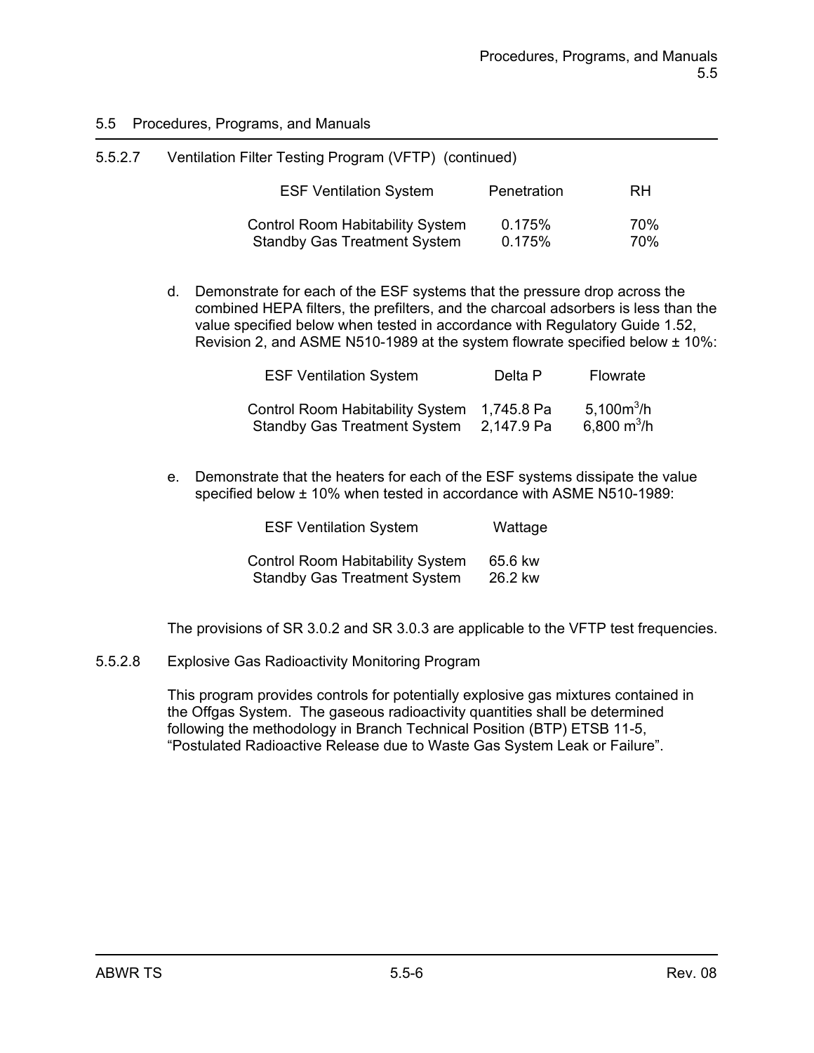## 5.5 Procedures, Programs, and Manuals

5.5.2.7 Ventilation Filter Testing Program (VFTP) (continued)

| ESF Ventilation System | Penetration | RH |
|---|---|---|
| Control Room Habitability System | 0.175% | 70% |
| Standby Gas Treatment System | 0.175% | 70% |

d. Demonstrate for each of the ESF systems that the pressure drop across the combined HEPA filters, the prefilters, and the charcoal adsorbers is less than the value specified below when tested in accordance with Regulatory Guide 1.52, Revision 2, and ASME N510-1989 at the system flowrate specified below ± 10%:

| ESF Ventilation System | Delta P | Flowrate |
|---|---|---|
| Control Room Habitability System | 1,745.8 Pa | 5,100$m^3$/h |
| Standby Gas Treatment System | 2,147.9 Pa | 6,800 $m^3$/h |

e. Demonstrate that the heaters for each of the ESF systems dissipate the value specified below ± 10% when tested in accordance with ASME N510-1989:

| ESF Ventilation System | Wattage |
|---|---|
| Control Room Habitability System | 65.6 kw |
| Standby Gas Treatment System | 26.2 kw |

The provisions of SR 3.0.2 and SR 3.0.3 are applicable to the VFTP test frequencies.

5.5.2.8 Explosive Gas Radioactivity Monitoring Program

This program provides controls for potentially explosive gas mixtures contained in the Offgas System. The gaseous radioactivity quantities shall be determined following the methodology in Branch Technical Position (BTP) ETSB 11-5, “Postulated Radioactive Release due to Waste Gas System Leak or Failure”.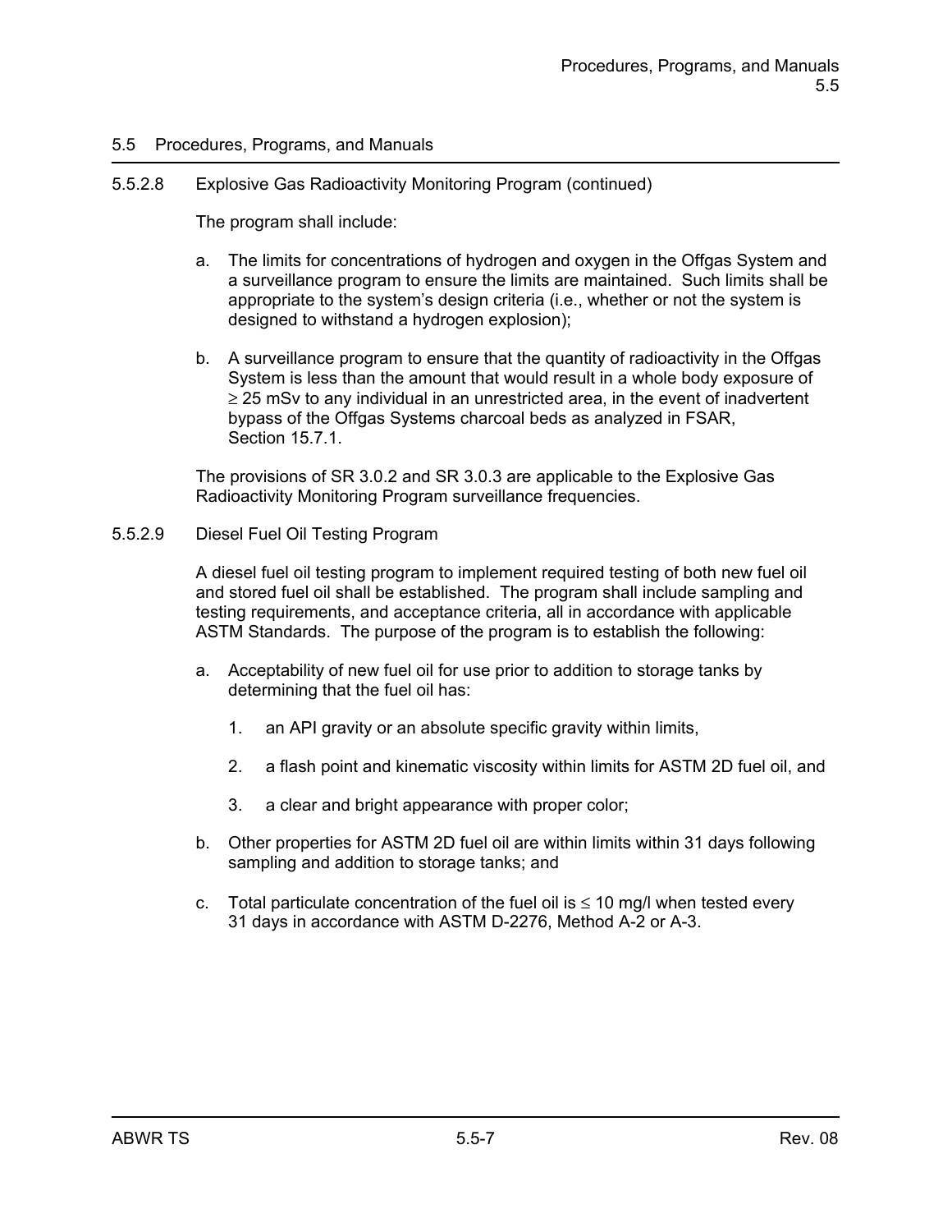## 5.5 Procedures, Programs, and Manuals

5.5.2.8 Explosive Gas Radioactivity Monitoring Program (continued)

The program shall include:

a. The limits for concentrations of hydrogen and oxygen in the Offgas System and a surveillance program to ensure the limits are maintained. Such limits shall be appropriate to the system's design criteria (i.e., whether or not the system is designed to withstand a hydrogen explosion);

b. A surveillance program to ensure that the quantity of radioactivity in the Offgas System is less than the amount that would result in a whole body exposure of ≥ 25 mSv to any individual in an unrestricted area, in the event of inadvertent bypass of the Offgas Systems charcoal beds as analyzed in FSAR, Section 15.7.1.

The provisions of SR 3.0.2 and SR 3.0.3 are applicable to the Explosive Gas Radioactivity Monitoring Program surveillance frequencies.

5.5.2.9 Diesel Fuel Oil Testing Program

A diesel fuel oil testing program to implement required testing of both new fuel oil and stored fuel oil shall be established. The program shall include sampling and testing requirements, and acceptance criteria, all in accordance with applicable ASTM Standards. The purpose of the program is to establish the following:

a. Acceptability of new fuel oil for use prior to addition to storage tanks by determining that the fuel oil has:

   1. an API gravity or an absolute specific gravity within limits,

   2. a flash point and kinematic viscosity within limits for ASTM 2D fuel oil, and

   3. a clear and bright appearance with proper color;

b. Other properties for ASTM 2D fuel oil are within limits within 31 days following sampling and addition to storage tanks; and

c. Total particulate concentration of the fuel oil is ≤ 10 mg/l when tested every 31 days in accordance with ASTM D-2276, Method A-2 or A-3.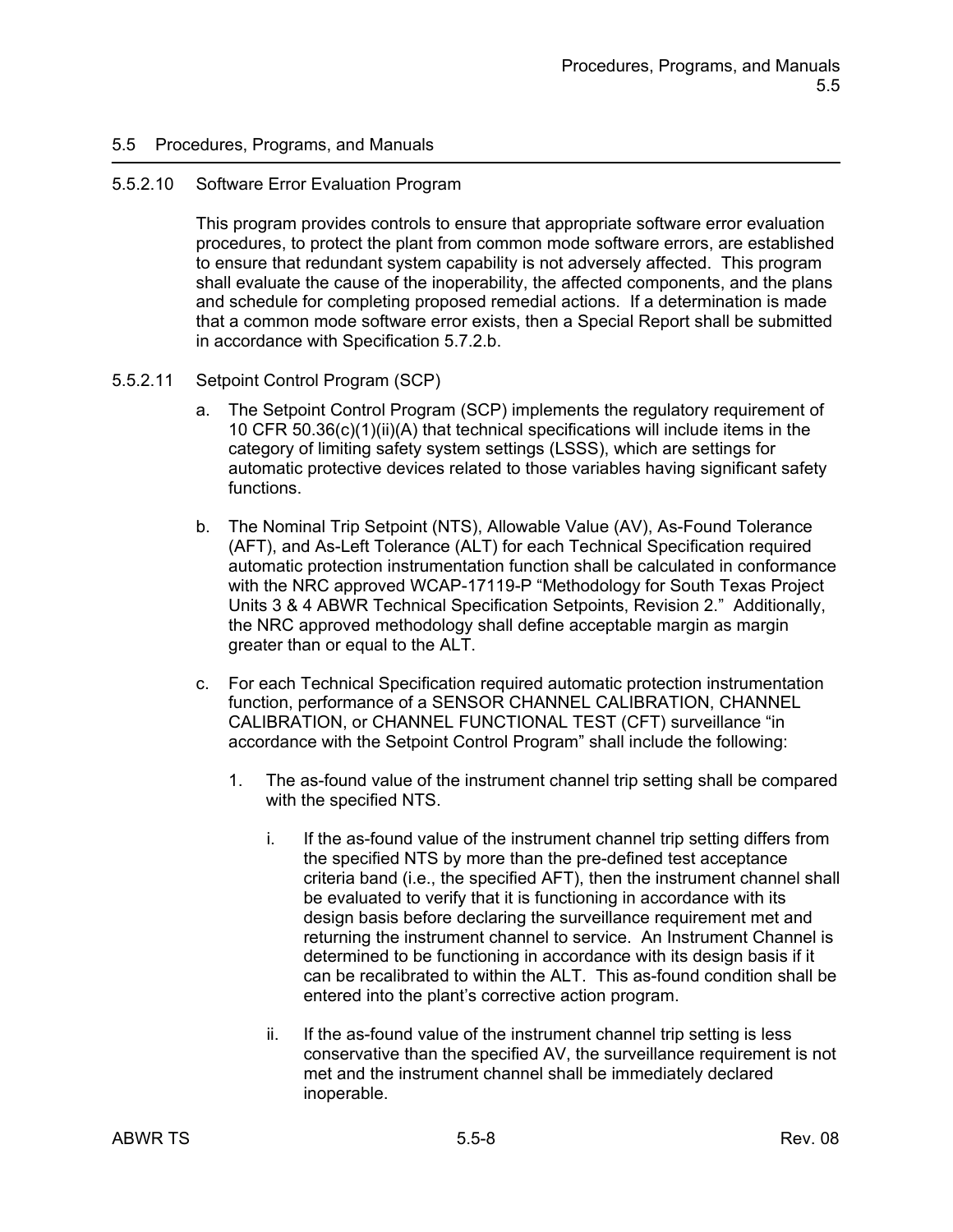## 5.5 Procedures, Programs, and Manuals

### 5.5.2.10 Software Error Evaluation Program

This program provides controls to ensure that appropriate software error evaluation procedures, to protect the plant from common mode software errors, are established to ensure that redundant system capability is not adversely affected. This program shall evaluate the cause of the inoperability, the affected components, and the plans and schedule for completing proposed remedial actions. If a determination is made that a common mode software error exists, then a Special Report shall be submitted in accordance with Specification 5.7.2.b.

### 5.5.2.11 Setpoint Control Program (SCP)

a. The Setpoint Control Program (SCP) implements the regulatory requirement of 10 CFR 50.36(c)(1)(ii)(A) that technical specifications will include items in the category of limiting safety system settings (LSSS), which are settings for automatic protective devices related to those variables having significant safety functions.

b. The Nominal Trip Setpoint (NTS), Allowable Value (AV), As-Found Tolerance (AFT), and As-Left Tolerance (ALT) for each Technical Specification required automatic protection instrumentation function shall be calculated in conformance with the NRC approved WCAP-17119-P "Methodology for South Texas Project Units 3 & 4 ABWR Technical Specification Setpoints, Revision 2." Additionally, the NRC approved methodology shall define acceptable margin as margin greater than or equal to the ALT.

c. For each Technical Specification required automatic protection instrumentation function, performance of a SENSOR CHANNEL CALIBRATION, CHANNEL CALIBRATION, or CHANNEL FUNCTIONAL TEST (CFT) surveillance "in accordance with the Setpoint Control Program" shall include the following:

   1. The as-found value of the instrument channel trip setting shall be compared with the specified NTS.

      i. If the as-found value of the instrument channel trip setting differs from the specified NTS by more than the pre-defined test acceptance criteria band (i.e., the specified AFT), then the instrument channel shall be evaluated to verify that it is functioning in accordance with its design basis before declaring the surveillance requirement met and returning the instrument channel to service. An Instrument Channel is determined to be functioning in accordance with its design basis if it can be recalibrated to within the ALT. This as-found condition shall be entered into the plant's corrective action program.

      ii. If the as-found value of the instrument channel trip setting is less conservative than the specified AV, the surveillance requirement is not met and the instrument channel shall be immediately declared inoperable.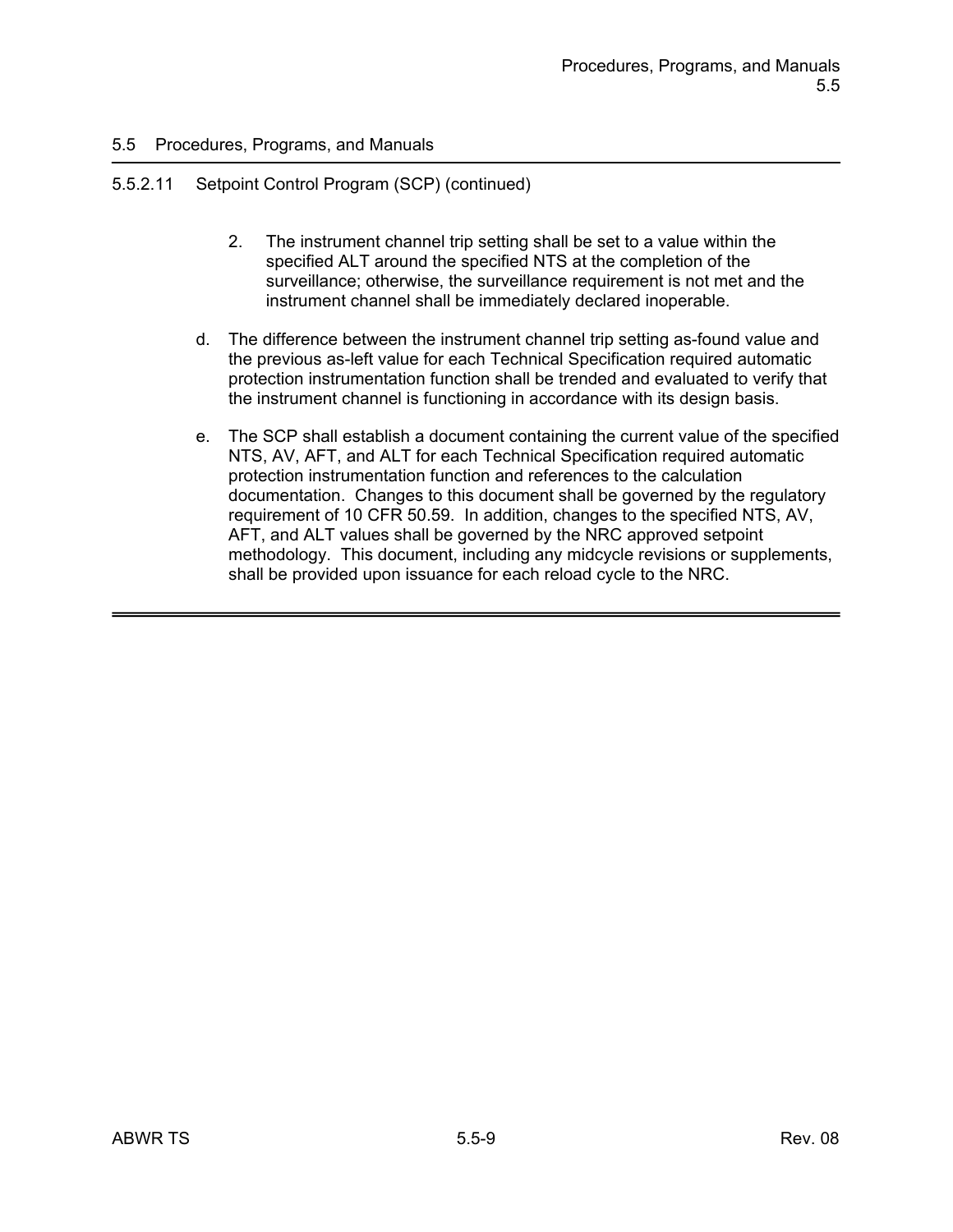## 5.5 Procedures, Programs, and Manuals

### 5.5.2.11 Setpoint Control Program (SCP) (continued)

2. The instrument channel trip setting shall be set to a value within the specified ALT around the specified NTS at the completion of the surveillance; otherwise, the surveillance requirement is not met and the instrument channel shall be immediately declared inoperable.

d. The difference between the instrument channel trip setting as-found value and the previous as-left value for each Technical Specification required automatic protection instrumentation function shall be trended and evaluated to verify that the instrument channel is functioning in accordance with its design basis.

e. The SCP shall establish a document containing the current value of the specified NTS, AV, AFT, and ALT for each Technical Specification required automatic protection instrumentation function and references to the calculation documentation. Changes to this document shall be governed by the regulatory requirement of 10 CFR 50.59. In addition, changes to the specified NTS, AV, AFT, and ALT values shall be governed by the NRC approved setpoint methodology. This document, including any midcycle revisions or supplements, shall be provided upon issuance for each reload cycle to the NRC.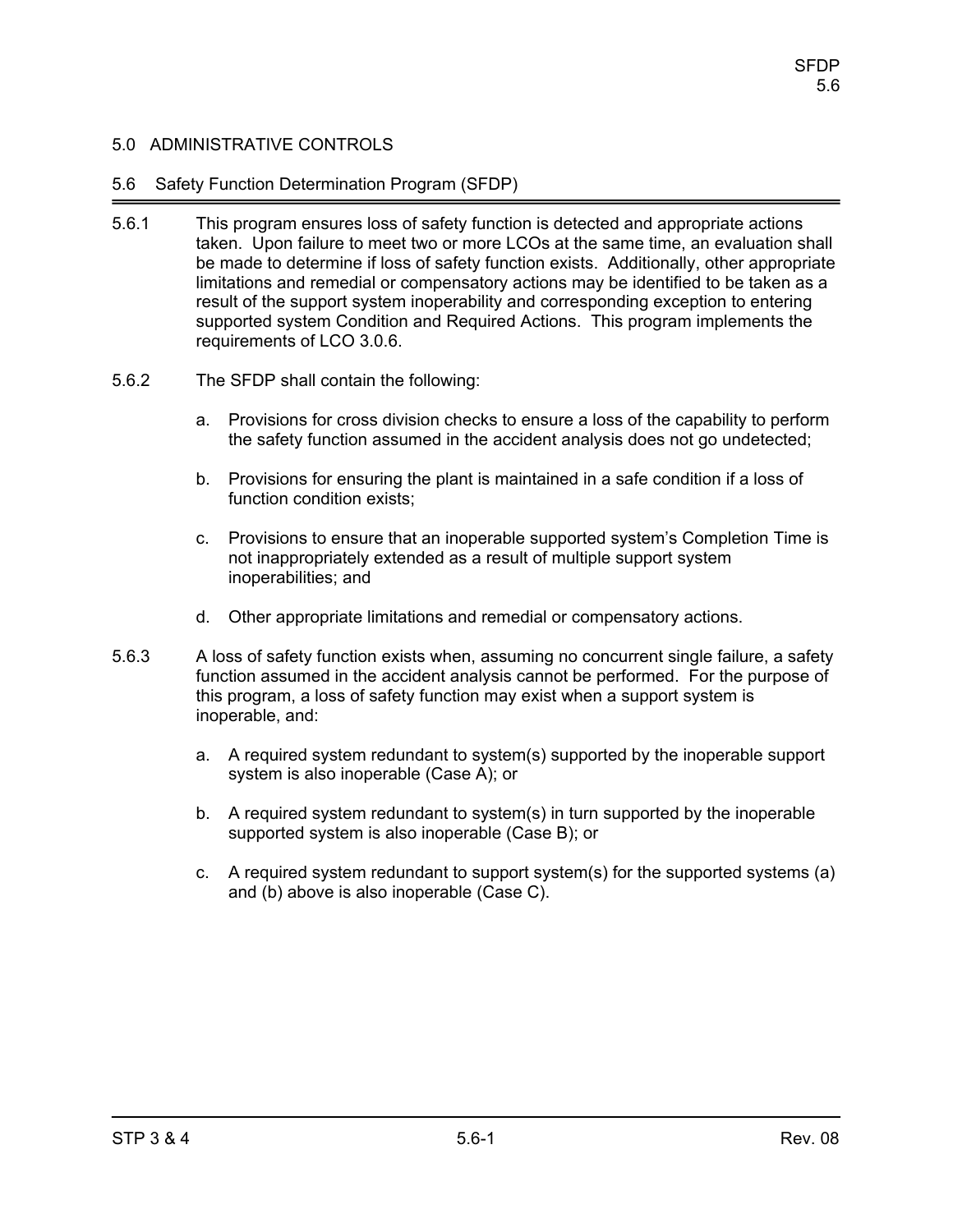# 5.0 ADMINISTRATIVE CONTROLS

## 5.6 Safety Function Determination Program (SFDP)

5.6.1 This program ensures loss of safety function is detected and appropriate actions taken. Upon failure to meet two or more LCOs at the same time, an evaluation shall be made to determine if loss of safety function exists. Additionally, other appropriate limitations and remedial or compensatory actions may be identified to be taken as a result of the support system inoperability and corresponding exception to entering supported system Condition and Required Actions. This program implements the requirements of LCO 3.0.6.

5.6.2 The SFDP shall contain the following:

a. Provisions for cross division checks to ensure a loss of the capability to perform the safety function assumed in the accident analysis does not go undetected;

b. Provisions for ensuring the plant is maintained in a safe condition if a loss of function condition exists;

c. Provisions to ensure that an inoperable supported system's Completion Time is not inappropriately extended as a result of multiple support system inoperabilities; and

d. Other appropriate limitations and remedial or compensatory actions.

5.6.3 A loss of safety function exists when, assuming no concurrent single failure, a safety function assumed in the accident analysis cannot be performed. For the purpose of this program, a loss of safety function may exist when a support system is inoperable, and:

a. A required system redundant to system(s) supported by the inoperable support system is also inoperable (Case A); or

b. A required system redundant to system(s) in turn supported by the inoperable supported system is also inoperable (Case B); or

c. A required system redundant to support system(s) for the supported systems (a) and (b) above is also inoperable (Case C).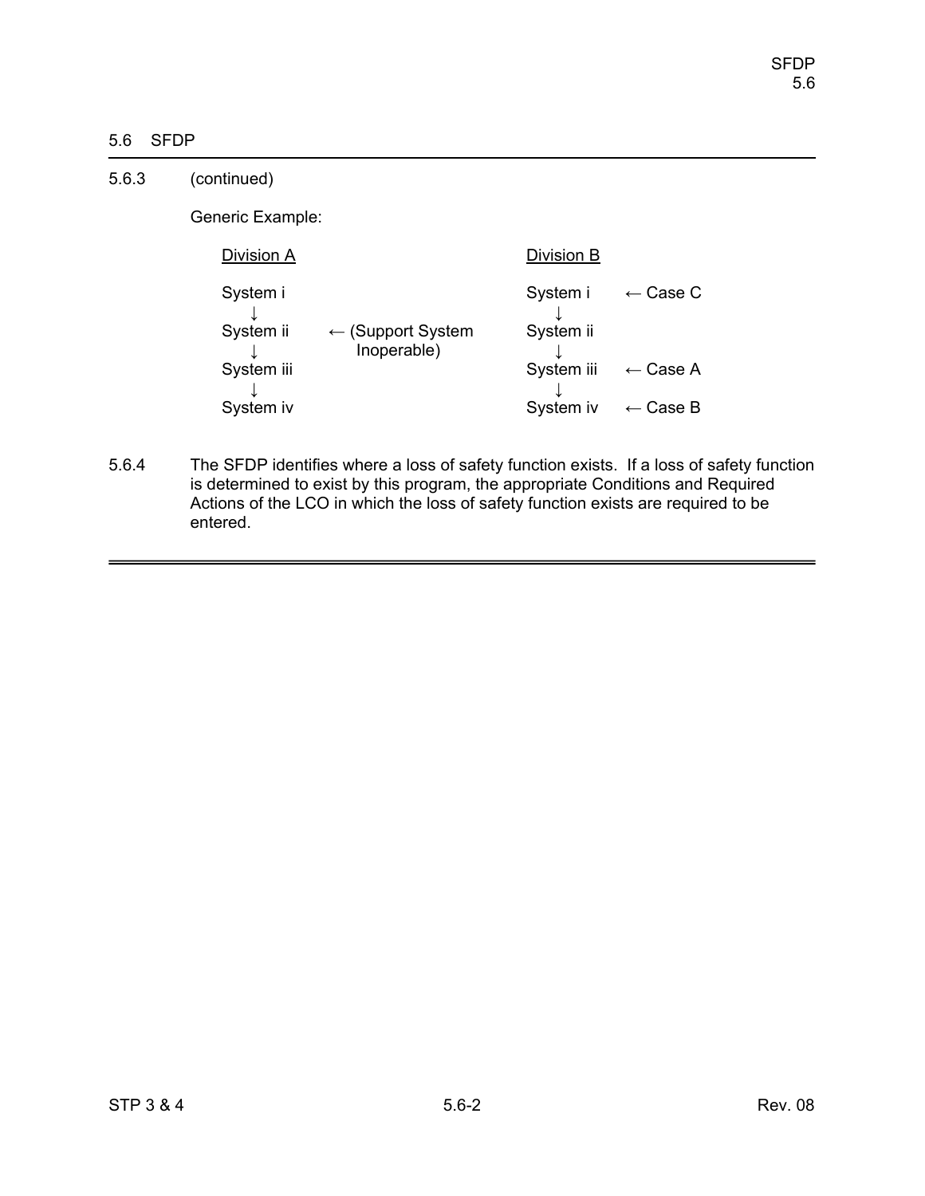## 5.6 SFDP

5.6.3 (continued)

Generic Example:

```
Division A                                      Division B

System i                                        System i      ← Case C
   ↓                                               ↓
System ii      ← (Support System                System ii
   ↓               Inoperable)                     ↓
System iii                                      System iii    ← Case A
   ↓                                               ↓
System iv                                       System iv     ← Case B
```

5.6.4 The SFDP identifies where a loss of safety function exists. If a loss of safety function is determined to exist by this program, the appropriate Conditions and Required Actions of the LCO in which the loss of safety function exists are required to be entered.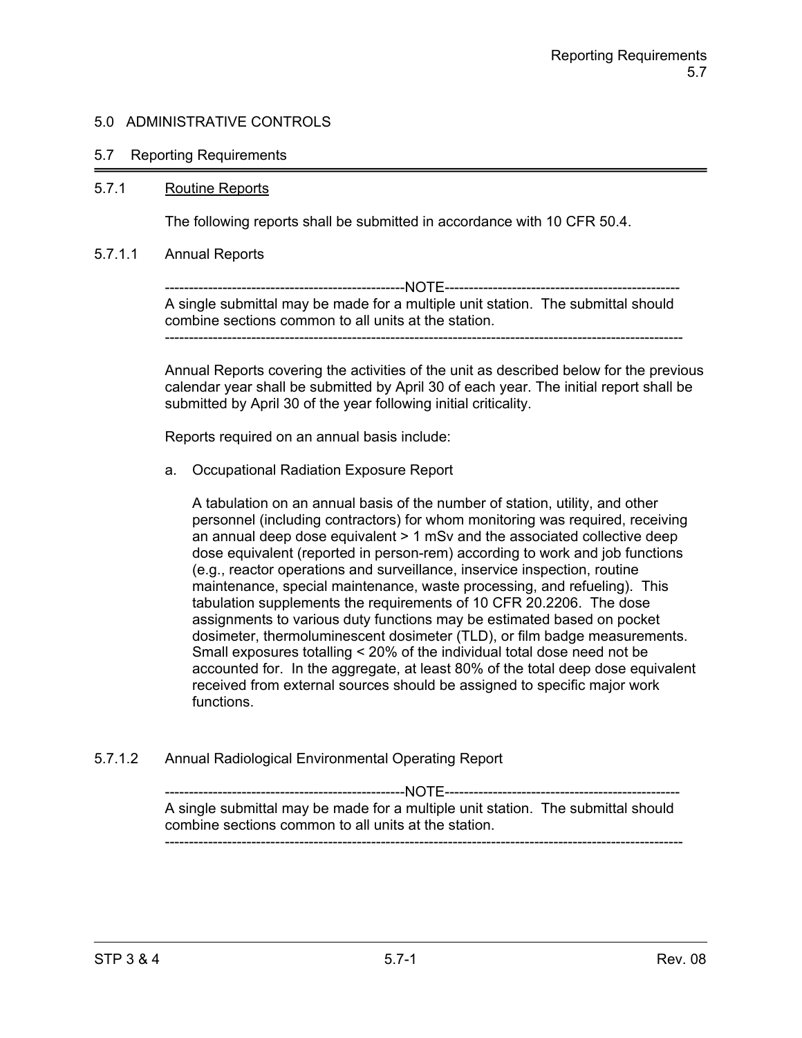## 5.0 ADMINISTRATIVE CONTROLS

### 5.7 Reporting Requirements

#### 5.7.1 Routine Reports

The following reports shall be submitted in accordance with 10 CFR 50.4.

##### 5.7.1.1 Annual Reports

------------------------------------------------NOTE------------------------------------------------
A single submittal may be made for a multiple unit station. The submittal should combine sections common to all units at the station.
----------------------------------------------------------------------------------------------------------

Annual Reports covering the activities of the unit as described below for the previous calendar year shall be submitted by April 30 of each year. The initial report shall be submitted by April 30 of the year following initial criticality.

Reports required on an annual basis include:

a. Occupational Radiation Exposure Report

   A tabulation on an annual basis of the number of station, utility, and other personnel (including contractors) for whom monitoring was required, receiving an annual deep dose equivalent > 1 mSv and the associated collective deep dose equivalent (reported in person-rem) according to work and job functions (e.g., reactor operations and surveillance, inservice inspection, routine maintenance, special maintenance, waste processing, and refueling). This tabulation supplements the requirements of 10 CFR 20.2206. The dose assignments to various duty functions may be estimated based on pocket dosimeter, thermoluminescent dosimeter (TLD), or film badge measurements. Small exposures totalling < 20% of the individual total dose need not be accounted for. In the aggregate, at least 80% of the total deep dose equivalent received from external sources should be assigned to specific major work functions.

##### 5.7.1.2 Annual Radiological Environmental Operating Report

------------------------------------------------NOTE------------------------------------------------
A single submittal may be made for a multiple unit station. The submittal should combine sections common to all units at the station.
----------------------------------------------------------------------------------------------------------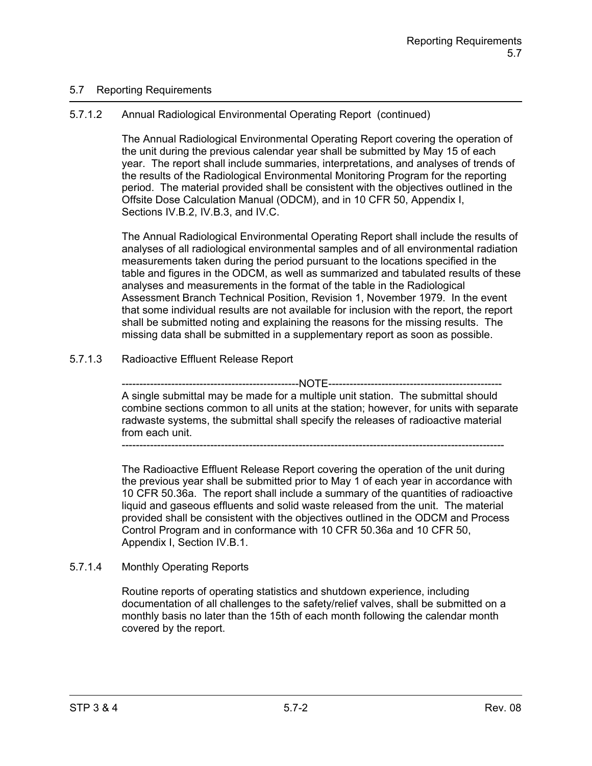## 5.7 Reporting Requirements

### 5.7.1.2 Annual Radiological Environmental Operating Report (continued)

The Annual Radiological Environmental Operating Report covering the operation of the unit during the previous calendar year shall be submitted by May 15 of each year. The report shall include summaries, interpretations, and analyses of trends of the results of the Radiological Environmental Monitoring Program for the reporting period. The material provided shall be consistent with the objectives outlined in the Offsite Dose Calculation Manual (ODCM), and in 10 CFR 50, Appendix I, Sections IV.B.2, IV.B.3, and IV.C.

The Annual Radiological Environmental Operating Report shall include the results of analyses of all radiological environmental samples and of all environmental radiation measurements taken during the period pursuant to the locations specified in the table and figures in the ODCM, as well as summarized and tabulated results of these analyses and measurements in the format of the table in the Radiological Assessment Branch Technical Position, Revision 1, November 1979. In the event that some individual results are not available for inclusion with the report, the report shall be submitted noting and explaining the reasons for the missing results. The missing data shall be submitted in a supplementary report as soon as possible.

### 5.7.1.3 Radioactive Effluent Release Report

---

**NOTE**

A single submittal may be made for a multiple unit station. The submittal should combine sections common to all units at the station; however, for units with separate radwaste systems, the submittal shall specify the releases of radioactive material from each unit.

---

The Radioactive Effluent Release Report covering the operation of the unit during the previous year shall be submitted prior to May 1 of each year in accordance with 10 CFR 50.36a. The report shall include a summary of the quantities of radioactive liquid and gaseous effluents and solid waste released from the unit. The material provided shall be consistent with the objectives outlined in the ODCM and Process Control Program and in conformance with 10 CFR 50.36a and 10 CFR 50, Appendix I, Section IV.B.1.

### 5.7.1.4 Monthly Operating Reports

Routine reports of operating statistics and shutdown experience, including documentation of all challenges to the safety/relief valves, shall be submitted on a monthly basis no later than the 15th of each month following the calendar month covered by the report.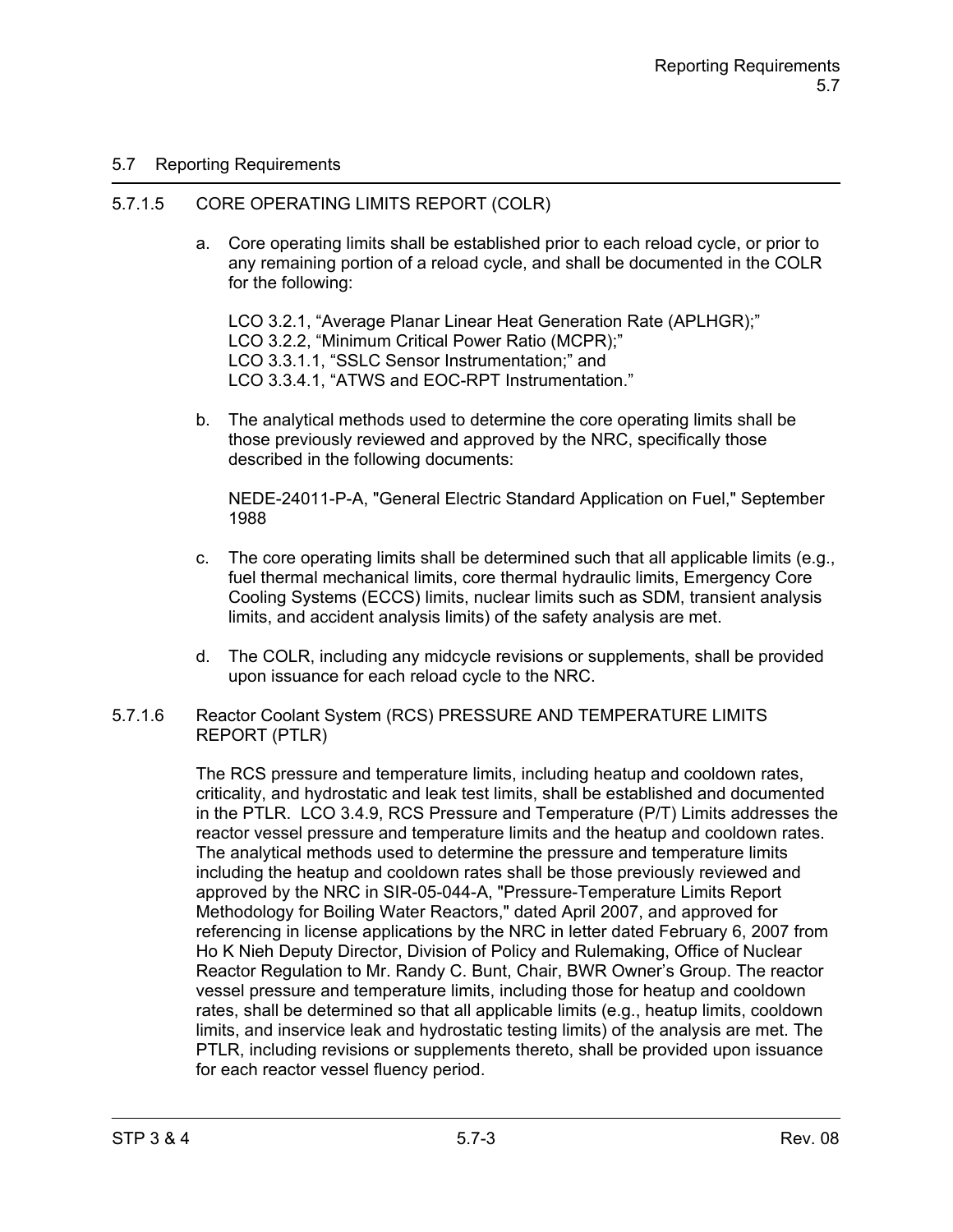## 5.7 Reporting Requirements

### 5.7.1.5 CORE OPERATING LIMITS REPORT (COLR)

a. Core operating limits shall be established prior to each reload cycle, or prior to any remaining portion of a reload cycle, and shall be documented in the COLR for the following:

   LCO 3.2.1, "Average Planar Linear Heat Generation Rate (APLHGR);"
   LCO 3.2.2, "Minimum Critical Power Ratio (MCPR);"
   LCO 3.3.1.1, "SSLC Sensor Instrumentation;" and
   LCO 3.3.4.1, "ATWS and EOC-RPT Instrumentation."

b. The analytical methods used to determine the core operating limits shall be those previously reviewed and approved by the NRC, specifically those described in the following documents:

   NEDE-24011-P-A, "General Electric Standard Application on Fuel," September 1988

c. The core operating limits shall be determined such that all applicable limits (e.g., fuel thermal mechanical limits, core thermal hydraulic limits, Emergency Core Cooling Systems (ECCS) limits, nuclear limits such as SDM, transient analysis limits, and accident analysis limits) of the safety analysis are met.

d. The COLR, including any midcycle revisions or supplements, shall be provided upon issuance for each reload cycle to the NRC.

### 5.7.1.6 Reactor Coolant System (RCS) PRESSURE AND TEMPERATURE LIMITS REPORT (PTLR)

The RCS pressure and temperature limits, including heatup and cooldown rates, criticality, and hydrostatic and leak test limits, shall be established and documented in the PTLR. LCO 3.4.9, RCS Pressure and Temperature (P/T) Limits addresses the reactor vessel pressure and temperature limits and the heatup and cooldown rates. The analytical methods used to determine the pressure and temperature limits including the heatup and cooldown rates shall be those previously reviewed and approved by the NRC in SIR-05-044-A, "Pressure-Temperature Limits Report Methodology for Boiling Water Reactors," dated April 2007, and approved for referencing in license applications by the NRC in letter dated February 6, 2007 from Ho K Nieh Deputy Director, Division of Policy and Rulemaking, Office of Nuclear Reactor Regulation to Mr. Randy C. Bunt, Chair, BWR Owner's Group. The reactor vessel pressure and temperature limits, including those for heatup and cooldown rates, shall be determined so that all applicable limits (e.g., heatup limits, cooldown limits, and inservice leak and hydrostatic testing limits) of the analysis are met. The PTLR, including revisions or supplements thereto, shall be provided upon issuance for each reactor vessel fluency period.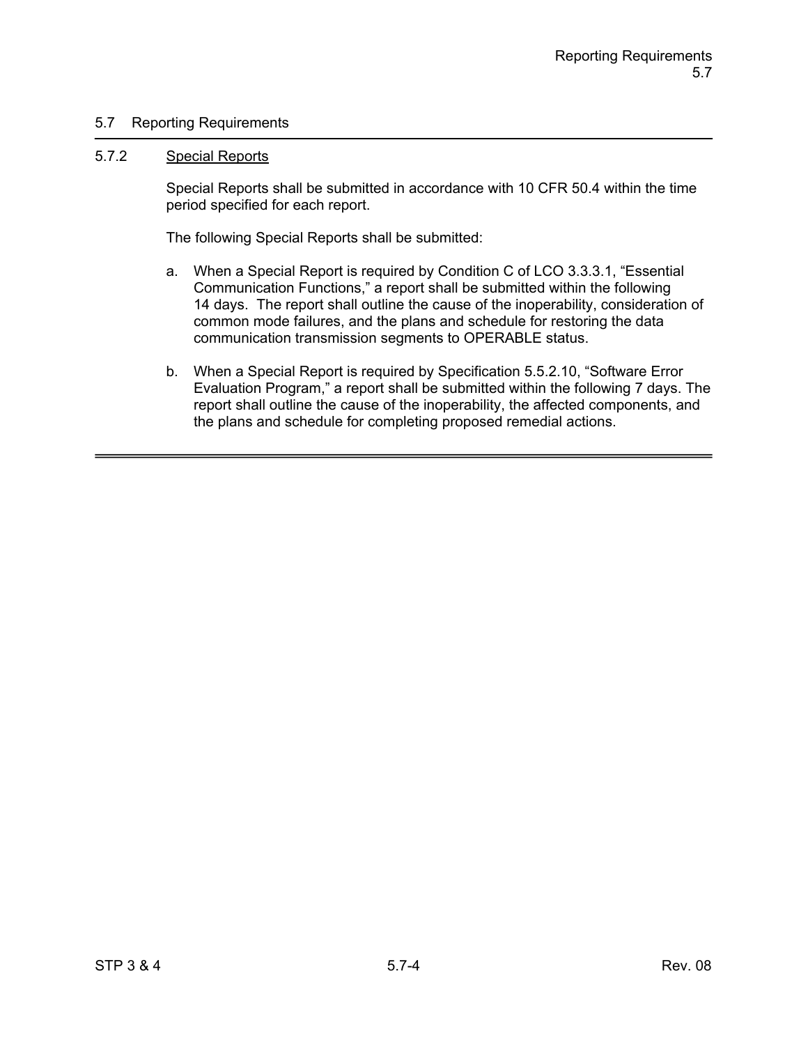## 5.7 Reporting Requirements

### 5.7.2 Special Reports

Special Reports shall be submitted in accordance with 10 CFR 50.4 within the time period specified for each report.

The following Special Reports shall be submitted:

a. When a Special Report is required by Condition C of LCO 3.3.3.1, “Essential Communication Functions,” a report shall be submitted within the following 14 days. The report shall outline the cause of the inoperability, consideration of common mode failures, and the plans and schedule for restoring the data communication transmission segments to OPERABLE status.

b. When a Special Report is required by Specification 5.5.2.10, “Software Error Evaluation Program,” a report shall be submitted within the following 7 days. The report shall outline the cause of the inoperability, the affected components, and the plans and schedule for completing proposed remedial actions.